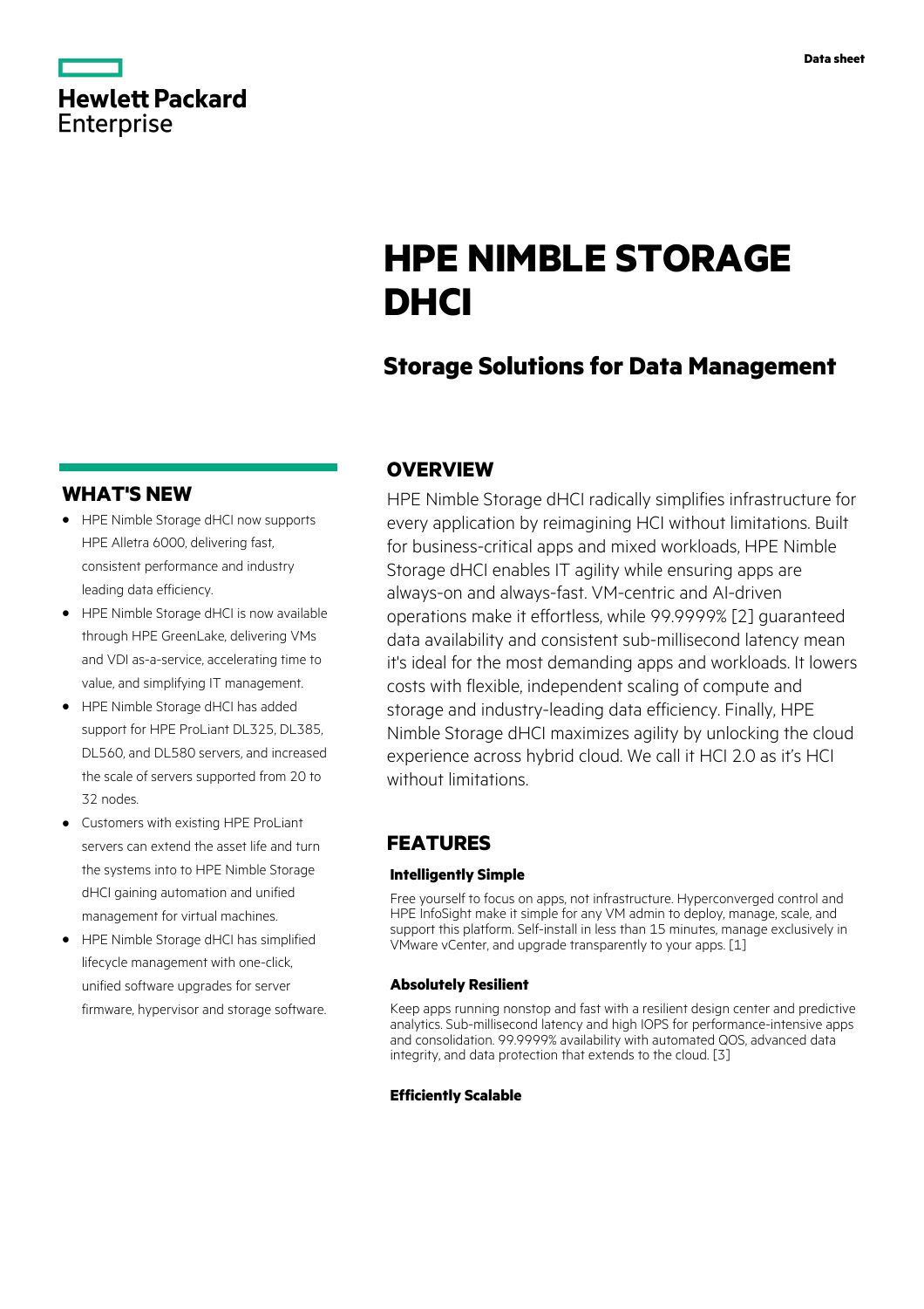Hewlett Packard Enterprise

Data sheet

# HPE NIMBLE STORAGE DHCI

## Storage Solutions for Data Management

## OVERVIEW

HPE Nimble Storage dHCI radically simplifies infrastructure for every application by reimagining HCI without limitations. Built for business-critical apps and mixed workloads, HPE Nimble Storage dHCI enables IT agility while ensuring apps are always-on and always-fast. VM-centric and AI-driven operations make it effortless, while 99.9999% [2] guaranteed data availability and consistent sub-millisecond latency mean it's ideal for the most demanding apps and workloads. It lowers costs with flexible, independent scaling of compute and storage and industry-leading data efficiency. Finally, HPE Nimble Storage dHCI maximizes agility by unlocking the cloud experience across hybrid cloud. We call it HCI 2.0 as it's HCI without limitations.

## WHAT'S NEW

- HPE Nimble Storage dHCI now supports HPE Alletra 6000, delivering fast, consistent performance and industry leading data efficiency.
- HPE Nimble Storage dHCI is now available through HPE GreenLake, delivering VMs and VDI as-a-service, accelerating time to value, and simplifying IT management.
- HPE Nimble Storage dHCI has added support for HPE ProLiant DL325, DL385, DL560, and DL580 servers, and increased the scale of servers supported from 20 to 32 nodes.
- Customers with existing HPE ProLiant servers can extend the asset life and turn the systems into to HPE Nimble Storage dHCI gaining automation and unified management for virtual machines.
- HPE Nimble Storage dHCI has simplified lifecycle management with one-click, unified software upgrades for server firmware, hypervisor and storage software.

## FEATURES

### Intelligently Simple

Free yourself to focus on apps, not infrastructure. Hyperconverged control and HPE InfoSight make it simple for any VM admin to deploy, manage, scale, and support this platform. Self-install in less than 15 minutes, manage exclusively in VMware vCenter, and upgrade transparently to your apps. [1]

### Absolutely Resilient

Keep apps running nonstop and fast with a resilient design center and predictive analytics. Sub-millisecond latency and high IOPS for performance-intensive apps and consolidation. 99.9999% availability with automated QOS, advanced data integrity, and data protection that extends to the cloud. [3]

### Efficiently Scalable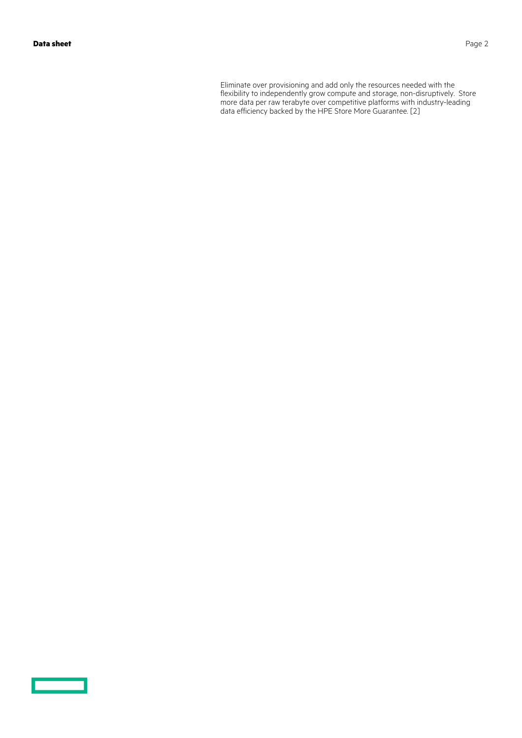Eliminate over provisioning and add only the resources needed with the flexibility to independently grow compute and storage, non-disruptively. Store more data per raw terabyte over competitive platforms with industry-leading data efficiency backed by the HPE Store More Guarantee. [2]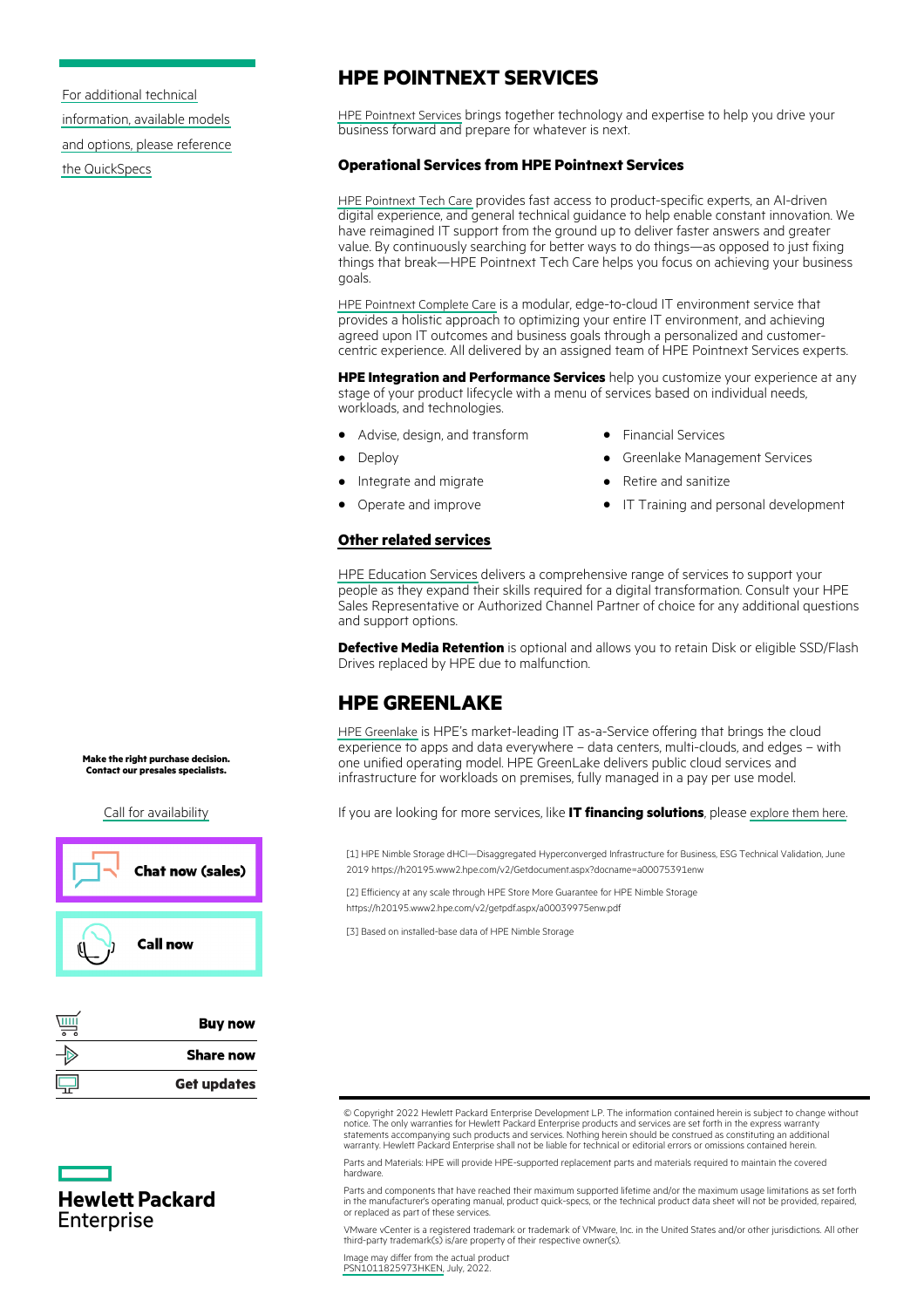For additional technical information, available models and options, please reference the QuickSpecs

# HPE POINTNEXT SERVICES

HPE Pointnext Services brings together technology and expertise to help you drive your business forward and prepare for whatever is next.

### Operational Services from HPE Pointnext Services

HPE Pointnext Tech Care provides fast access to product-specific experts, an AI-driven digital experience, and general technical guidance to help enable constant innovation. We have reimagined IT support from the ground up to deliver faster answers and greater value. By continuously searching for better ways to do things—as opposed to just fixing things that break—HPE Pointnext Tech Care helps you focus on achieving your business goals.

HPE Pointnext Complete Care is a modular, edge-to-cloud IT environment service that provides a holistic approach to optimizing your entire IT environment, and achieving agreed upon IT outcomes and business goals through a personalized and customer-centric experience. All delivered by an assigned team of HPE Pointnext Services experts.

**HPE Integration and Performance Services** help you customize your experience at any stage of your product lifecycle with a menu of services based on individual needs, workloads, and technologies.

- Advise, design, and transform
- Deploy
- Integrate and migrate
- Operate and improve
- Financial Services
- Greenlake Management Services
- Retire and sanitize
- IT Training and personal development

### Other related services

HPE Education Services delivers a comprehensive range of services to support your people as they expand their skills required for a digital transformation. Consult your HPE Sales Representative or Authorized Channel Partner of choice for any additional questions and support options.

**Defective Media Retention** is optional and allows you to retain Disk or eligible SSD/Flash Drives replaced by HPE due to malfunction.

# HPE GREENLAKE

HPE Greenlake is HPE's market-leading IT as-a-Service offering that brings the cloud experience to apps and data everywhere – data centers, multi-clouds, and edges – with one unified operating model. HPE GreenLake delivers public cloud services and infrastructure for workloads on premises, fully managed in a pay per use model.

If you are looking for more services, like **IT financing solutions**, please explore them here.

[1] HPE Nimble Storage dHCI—Disaggregated Hyperconverged Infrastructure for Business, ESG Technical Validation, June 2019 https://h20195.www2.hpe.com/v2/Getdocument.aspx?docname=a00075391enw

[2] Efficiency at any scale through HPE Store More Guarantee for HPE Nimble Storage https://h20195.www2.hpe.com/v2/getpdf.aspx/a00039975enw.pdf

[3] Based on installed-base data of HPE Nimble Storage

**Make the right purchase decision. Contact our presales specialists.**

Call for availability

**Chat now (sales)**

**Call now**

**Buy now**

**Share now**

**Get updates**

Hewlett Packard Enterprise

© Copyright 2022 Hewlett Packard Enterprise Development LP. The information contained herein is subject to change without notice. The only warranties for Hewlett Packard Enterprise products and services are set forth in the express warranty statements accompanying such products and services. Nothing herein should be construed as constituting an additional warranty. Hewlett Packard Enterprise shall not be liable for technical or editorial errors or omissions contained herein.

Parts and Materials: HPE will provide HPE-supported replacement parts and materials required to maintain the covered hardware.

Parts and components that have reached their maximum supported lifetime and/or the maximum usage limitations as set forth in the manufacturer's operating manual, product quick-specs, or the technical product data sheet will not be provided, repaired, or replaced as part of these services.

VMware vCenter is a registered trademark or trademark of VMware, Inc. in the United States and/or other jurisdictions. All other third-party trademark(s) is/are property of their respective owner(s).

Image may differ from the actual product
PSN1011825973HKEN, July, 2022.